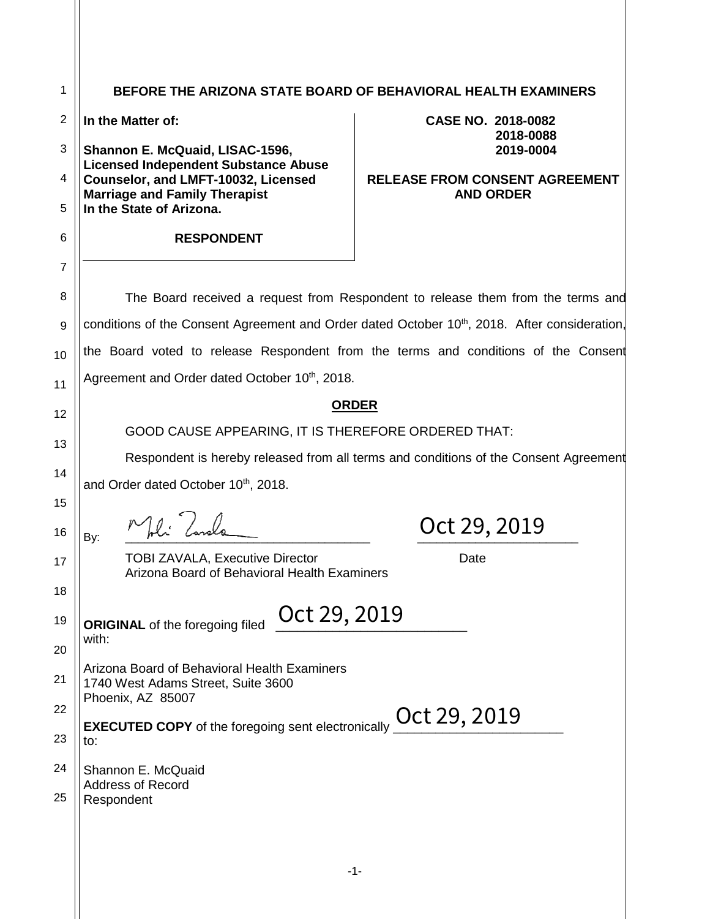**BEFORE THE ARIZONA STATE BOARD OF BEHAVIORAL HEALTH EXAMINERS**

| | |
|---|---|
| **In the Matter of:**<br><br>**Shannon E. McQuaid, LISAC-1596, Licensed Independent Substance Abuse Counselor, and LMFT-10032, Licensed Marriage and Family Therapist In the State of Arizona.**<br><br>**RESPONDENT** | **CASE NO. 2018-0082**<br>**2018-0088**<br>**2019-0004**<br><br>**RELEASE FROM CONSENT AGREEMENT AND ORDER** |

The Board received a request from Respondent to release them from the terms and conditions of the Consent Agreement and Order dated October 10th, 2018. After consideration, the Board voted to release Respondent from the terms and conditions of the Consent Agreement and Order dated October 10th, 2018.

**ORDER**

GOOD CAUSE APPEARING, IT IS THEREFORE ORDERED THAT:

Respondent is hereby released from all terms and conditions of the Consent Agreement and Order dated October 10th, 2018.

By: ______________________________ Oct 29, 2019

TOBI ZAVALA, Executive Director — Date
Arizona Board of Behavioral Health Examiners

**ORIGINAL** of the foregoing filed Oct 29, 2019 with:

Arizona Board of Behavioral Health Examiners
1740 West Adams Street, Suite 3600
Phoenix, AZ 85007

**EXECUTED COPY** of the foregoing sent electronically Oct 29, 2019 to:

Shannon E. McQuaid
Address of Record
Respondent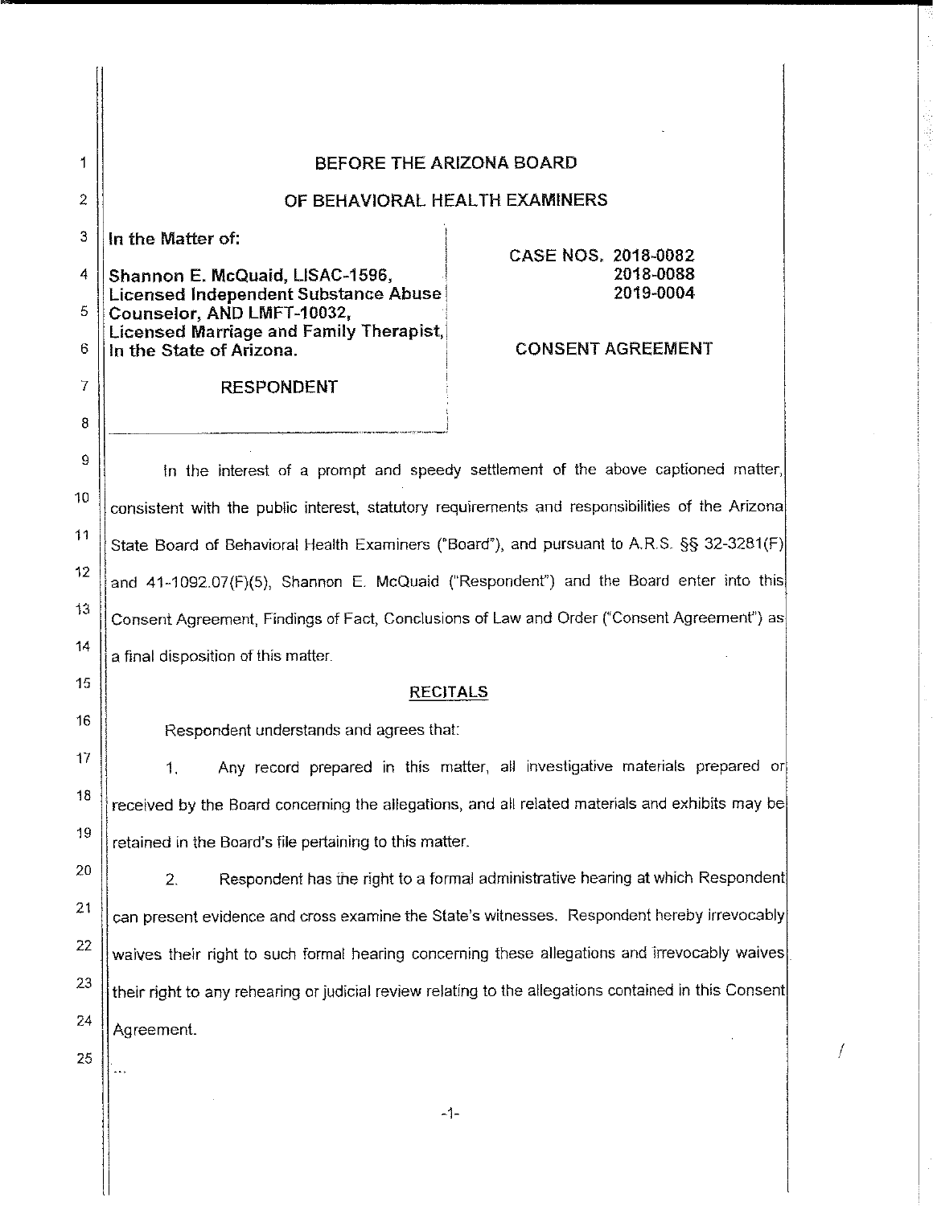# BEFORE THE ARIZONA BOARD
# OF BEHAVIORAL HEALTH EXAMINERS

In the Matter of:

**Shannon E. McQuaid, LISAC-1596, Licensed Independent Substance Abuse Counselor, AND LMFT-10032, Licensed Marriage and Family Therapist, In the State of Arizona.**

RESPONDENT

CASE NOS. 2018-0082
2018-0088
2019-0004

CONSENT AGREEMENT

In the interest of a prompt and speedy settlement of the above captioned matter, consistent with the public interest, statutory requirements and responsibilities of the Arizona State Board of Behavioral Health Examiners ("Board"), and pursuant to A.R.S. §§ 32-3281(F) and 41-1092.07(F)(5), Shannon E. McQuaid ("Respondent") and the Board enter into this Consent Agreement, Findings of Fact, Conclusions of Law and Order ("Consent Agreement") as a final disposition of this matter.

## RECITALS

Respondent understands and agrees that:

1. Any record prepared in this matter, all investigative materials prepared or received by the Board concerning the allegations, and all related materials and exhibits may be retained in the Board's file pertaining to this matter.

2. Respondent has the right to a formal administrative hearing at which Respondent can present evidence and cross examine the State's witnesses. Respondent hereby irrevocably waives their right to such formal hearing concerning these allegations and irrevocably waives their right to any rehearing or judicial review relating to the allegations contained in this Consent Agreement.

...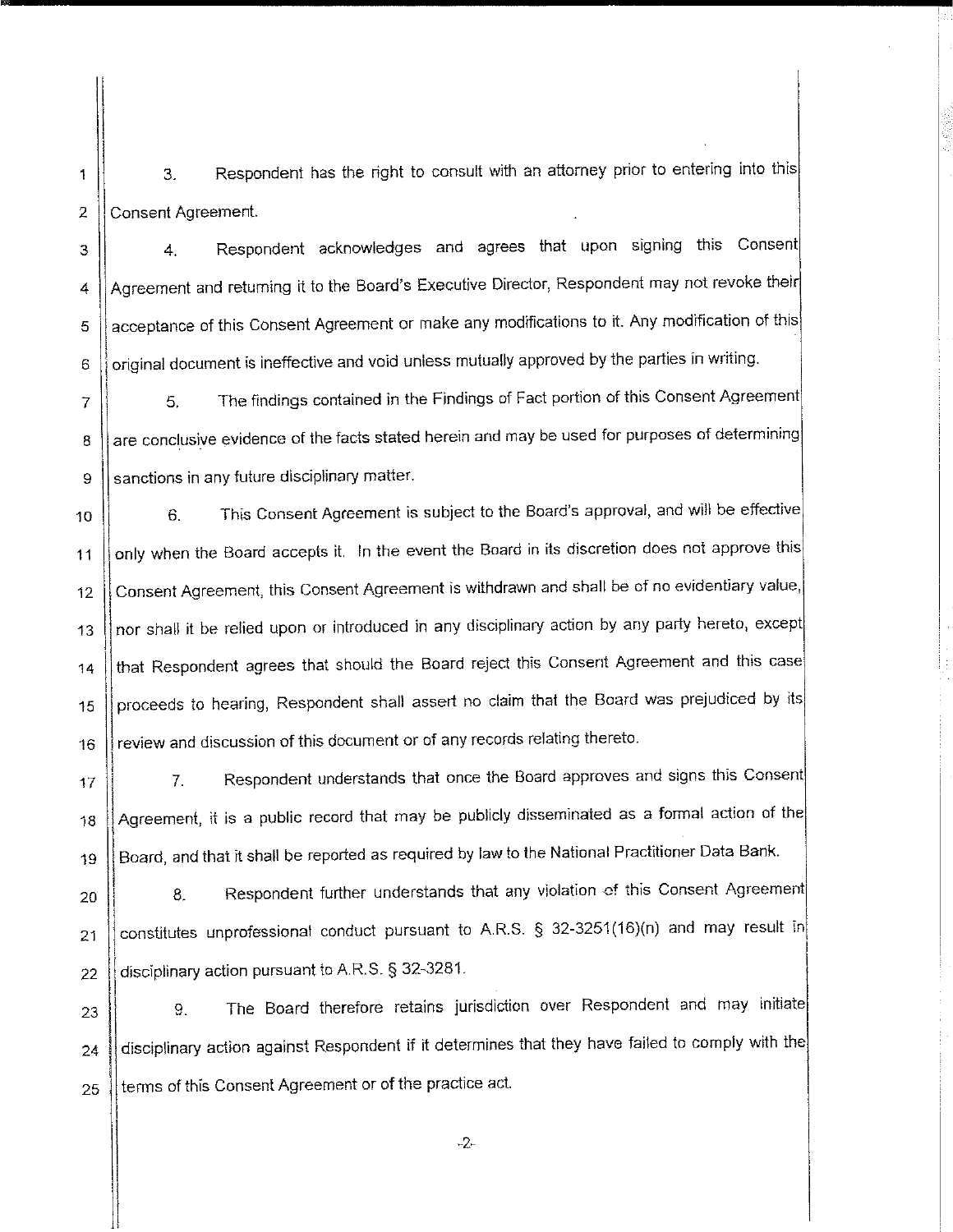3. Respondent has the right to consult with an attorney prior to entering into this Consent Agreement.

4. Respondent acknowledges and agrees that upon signing this Consent Agreement and returning it to the Board's Executive Director, Respondent may not revoke their acceptance of this Consent Agreement or make any modifications to it. Any modification of this original document is ineffective and void unless mutually approved by the parties in writing.

5. The findings contained in the Findings of Fact portion of this Consent Agreement are conclusive evidence of the facts stated herein and may be used for purposes of determining sanctions in any future disciplinary matter.

6. This Consent Agreement is subject to the Board's approval, and will be effective only when the Board accepts it. In the event the Board in its discretion does not approve this Consent Agreement, this Consent Agreement is withdrawn and shall be of no evidentiary value, nor shall it be relied upon or introduced in any disciplinary action by any party hereto, except that Respondent agrees that should the Board reject this Consent Agreement and this case proceeds to hearing, Respondent shall assert no claim that the Board was prejudiced by its review and discussion of this document or of any records relating thereto.

7. Respondent understands that once the Board approves and signs this Consent Agreement, it is a public record that may be publicly disseminated as a formal action of the Board, and that it shall be reported as required by law to the National Practitioner Data Bank.

8. Respondent further understands that any violation of this Consent Agreement constitutes unprofessional conduct pursuant to A.R.S. § 32-3251(16)(n) and may result in disciplinary action pursuant to A.R.S. § 32-3281.

9. The Board therefore retains jurisdiction over Respondent and may initiate disciplinary action against Respondent if it determines that they have failed to comply with the terms of this Consent Agreement or of the practice act.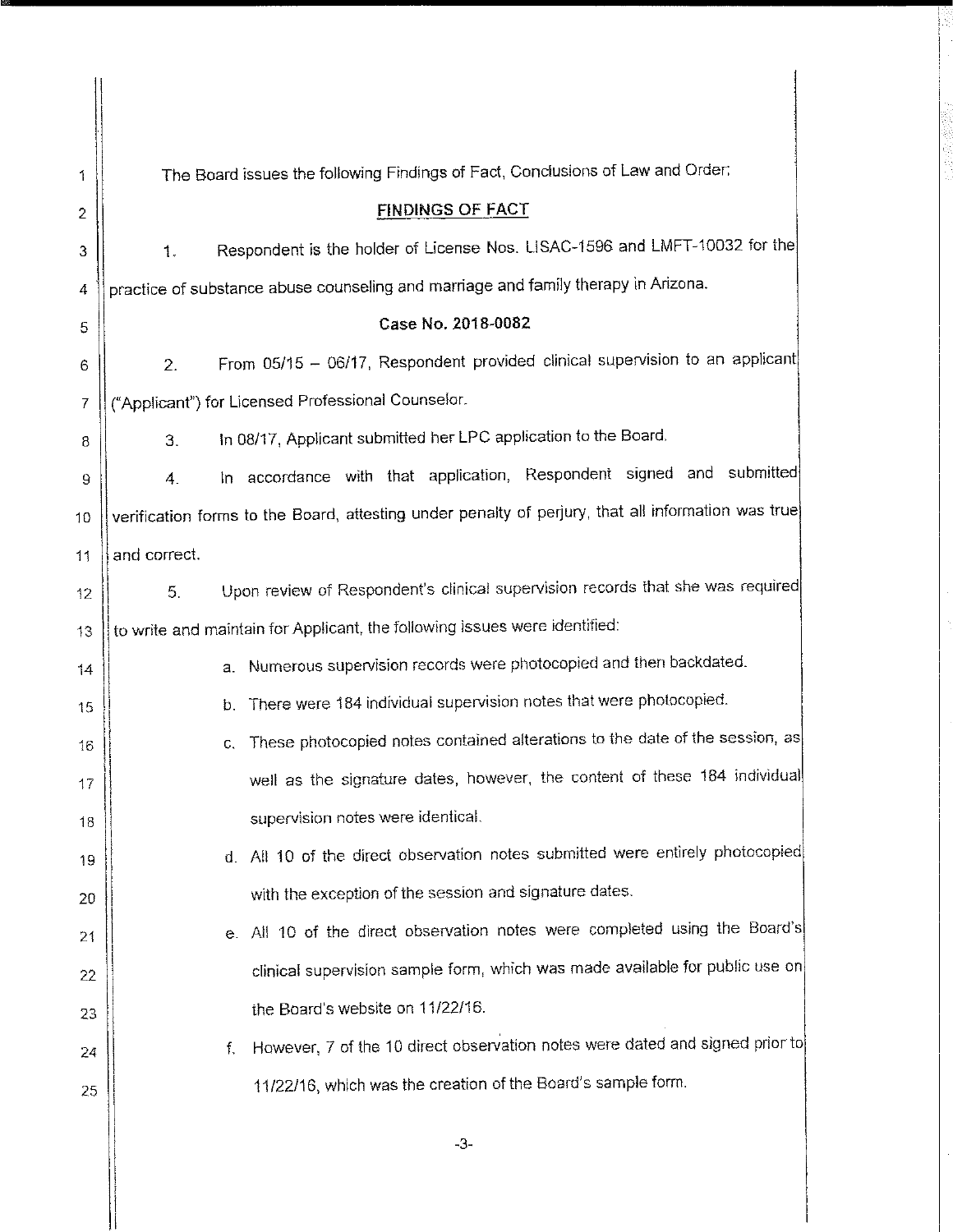The Board issues the following Findings of Fact, Conclusions of Law and Order:

## FINDINGS OF FACT

1. Respondent is the holder of License Nos. LISAC-1596 and LMFT-10032 for the practice of substance abuse counseling and marriage and family therapy in Arizona.

### Case No. 2018-0082

2. From 05/15 – 06/17, Respondent provided clinical supervision to an applicant ("Applicant") for Licensed Professional Counselor.

3. In 08/17, Applicant submitted her LPC application to the Board.

4. In accordance with that application, Respondent signed and submitted verification forms to the Board, attesting under penalty of perjury, that all information was true and correct.

5. Upon review of Respondent's clinical supervision records that she was required to write and maintain for Applicant, the following issues were identified:

   a. Numerous supervision records were photocopied and then backdated.

   b. There were 184 individual supervision notes that were photocopied.

   c. These photocopied notes contained alterations to the date of the session, as well as the signature dates, however, the content of these 184 individual supervision notes were identical.

   d. All 10 of the direct observation notes submitted were entirely photocopied with the exception of the session and signature dates.

   e. All 10 of the direct observation notes were completed using the Board's clinical supervision sample form, which was made available for public use on the Board's website on 11/22/16.

   f. However, 7 of the 10 direct observation notes were dated and signed prior to 11/22/16, which was the creation of the Board's sample form.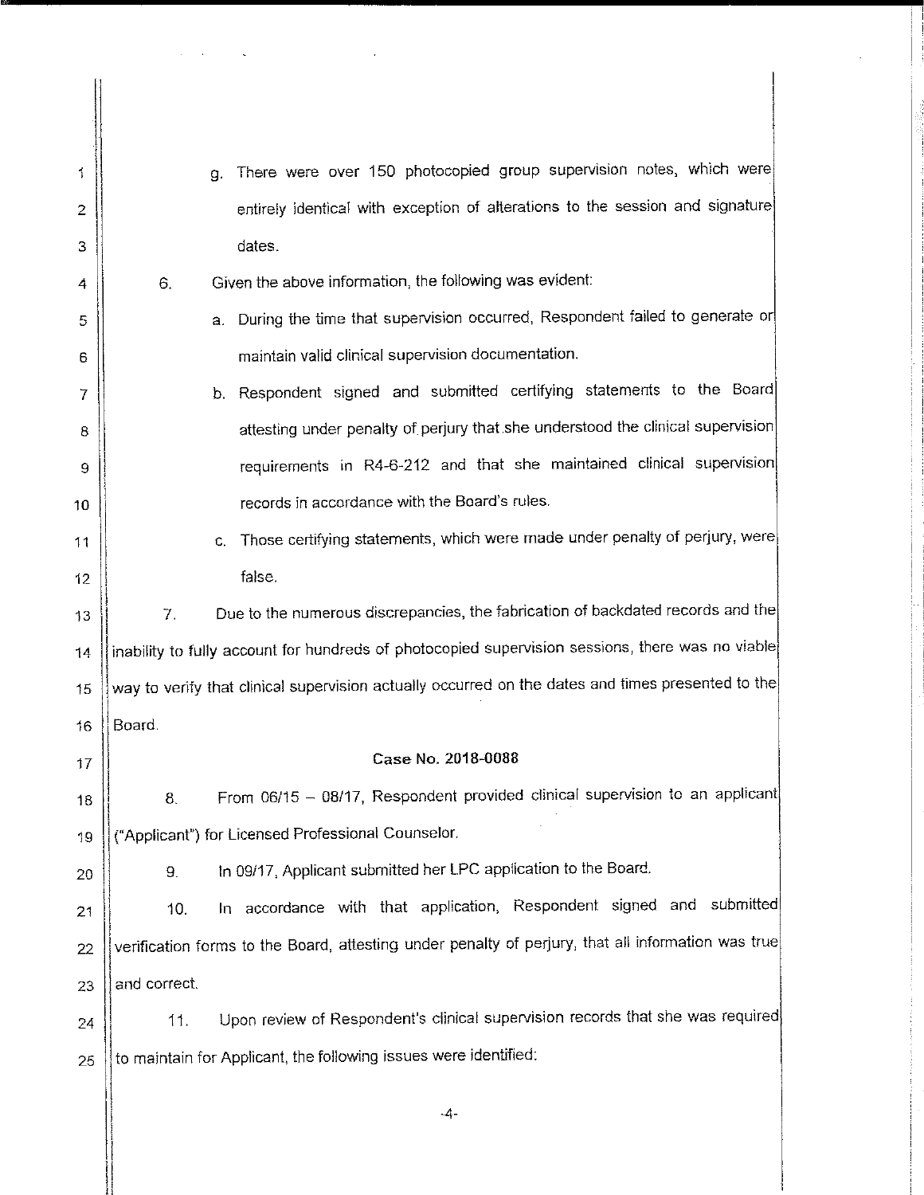g. There were over 150 photocopied group supervision notes, which were entirely identical with exception of alterations to the session and signature dates.

6. Given the above information, the following was evident:

   a. During the time that supervision occurred, Respondent failed to generate or maintain valid clinical supervision documentation.

   b. Respondent signed and submitted certifying statements to the Board attesting under penalty of perjury that she understood the clinical supervision requirements in R4-6-212 and that she maintained clinical supervision records in accordance with the Board's rules.

   c. Those certifying statements, which were made under penalty of perjury, were false.

7. Due to the numerous discrepancies, the fabrication of backdated records and the inability to fully account for hundreds of photocopied supervision sessions, there was no viable way to verify that clinical supervision actually occurred on the dates and times presented to the Board.

**Case No. 2018-0088**

8. From 06/15 – 08/17, Respondent provided clinical supervision to an applicant ("Applicant") for Licensed Professional Counselor.

9. In 09/17, Applicant submitted her LPC application to the Board.

10. In accordance with that application, Respondent signed and submitted verification forms to the Board, attesting under penalty of perjury, that all information was true and correct.

11. Upon review of Respondent's clinical supervision records that she was required to maintain for Applicant, the following issues were identified: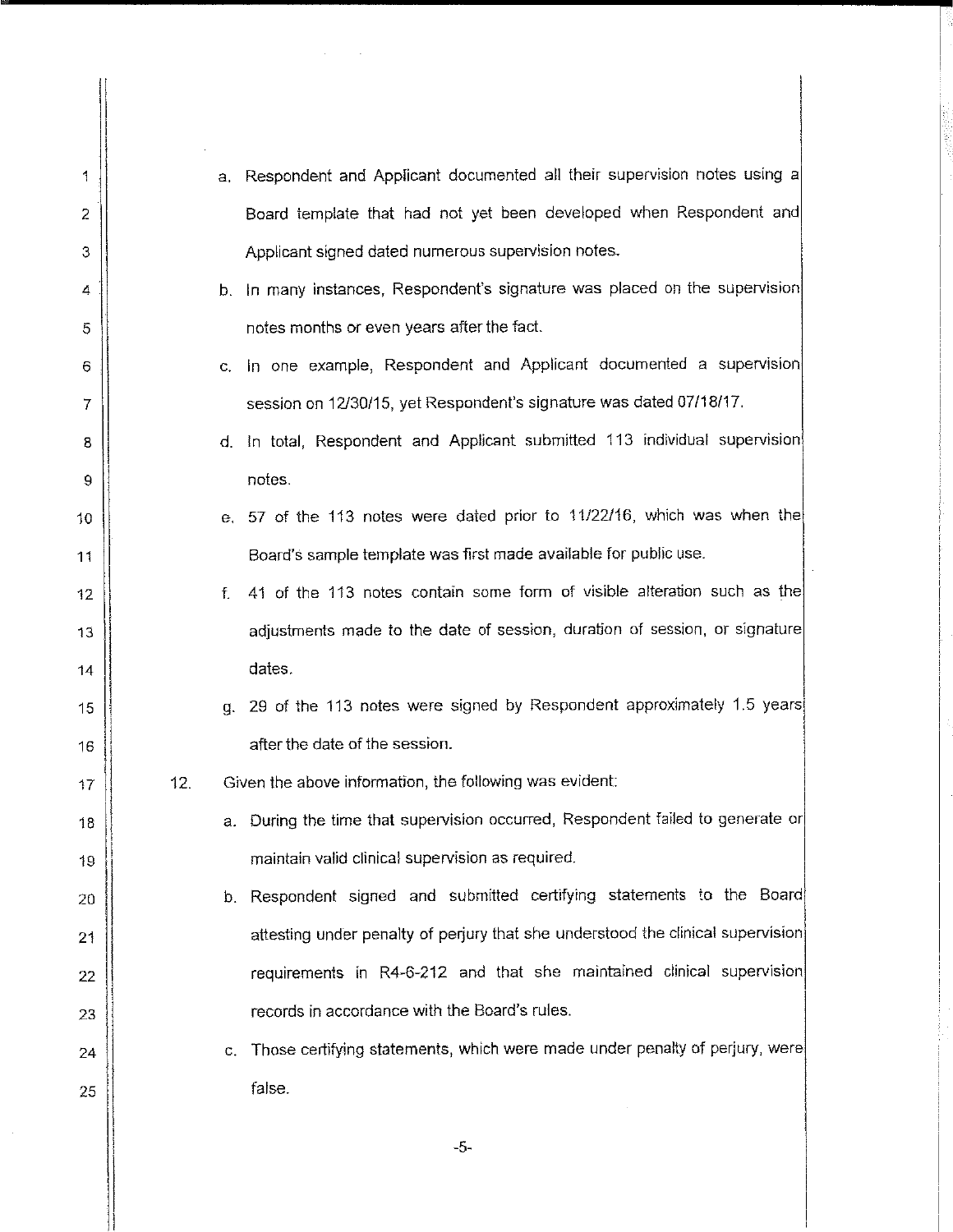a. Respondent and Applicant documented all their supervision notes using a Board template that had not yet been developed when Respondent and Applicant signed dated numerous supervision notes.

b. In many instances, Respondent's signature was placed on the supervision notes months or even years after the fact.

c. In one example, Respondent and Applicant documented a supervision session on 12/30/15, yet Respondent's signature was dated 07/18/17.

d. In total, Respondent and Applicant submitted 113 individual supervision notes.

e. 57 of the 113 notes were dated prior to 11/22/16, which was when the Board's sample template was first made available for public use.

f. 41 of the 113 notes contain some form of visible alteration such as the adjustments made to the date of session, duration of session, or signature dates.

g. 29 of the 113 notes were signed by Respondent approximately 1.5 years after the date of the session.

12. Given the above information, the following was evident:

a. During the time that supervision occurred, Respondent failed to generate or maintain valid clinical supervision as required.

b. Respondent signed and submitted certifying statements to the Board attesting under penalty of perjury that she understood the clinical supervision requirements in R4-6-212 and that she maintained clinical supervision records in accordance with the Board's rules.

c. Those certifying statements, which were made under penalty of perjury, were false.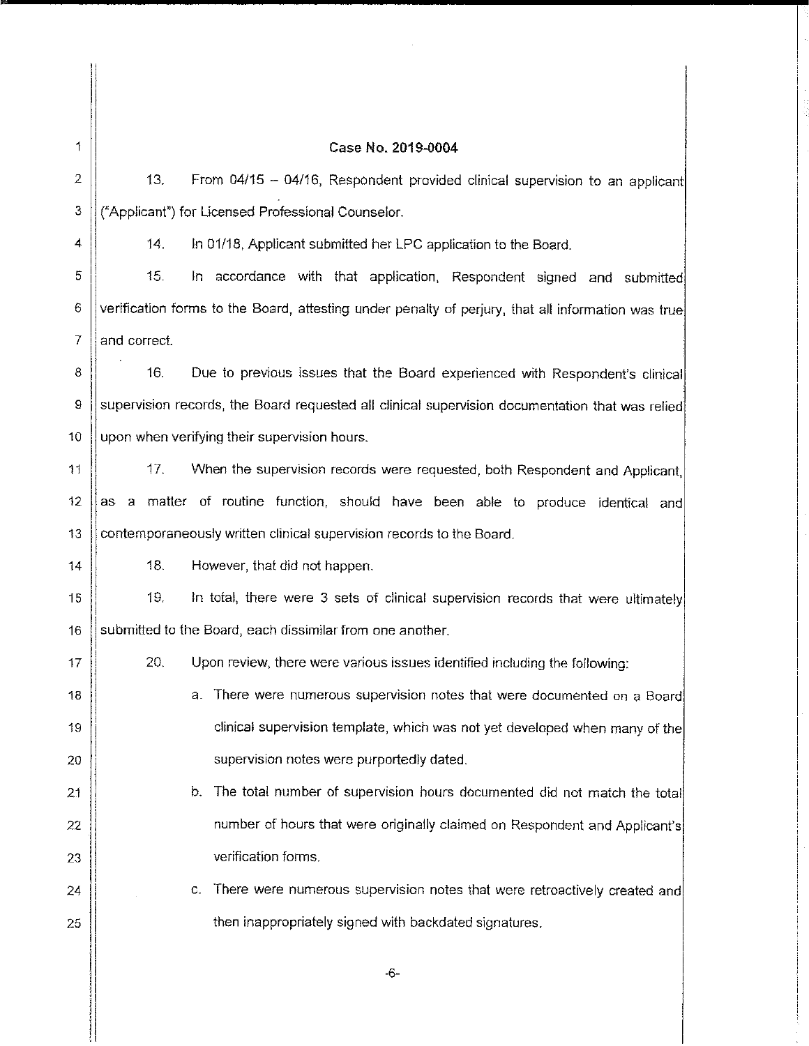**Case No. 2019-0004**

13. From 04/15 – 04/16, Respondent provided clinical supervision to an applicant ("Applicant") for Licensed Professional Counselor.

14. In 01/18, Applicant submitted her LPC application to the Board.

15. In accordance with that application, Respondent signed and submitted verification forms to the Board, attesting under penalty of perjury, that all information was true and correct.

16. Due to previous issues that the Board experienced with Respondent's clinical supervision records, the Board requested all clinical supervision documentation that was relied upon when verifying their supervision hours.

17. When the supervision records were requested, both Respondent and Applicant, as a matter of routine function, should have been able to produce identical and contemporaneously written clinical supervision records to the Board.

18. However, that did not happen.

19. In total, there were 3 sets of clinical supervision records that were ultimately submitted to the Board, each dissimilar from one another.

20. Upon review, there were various issues identified including the following:

a. There were numerous supervision notes that were documented on a Board clinical supervision template, which was not yet developed when many of the supervision notes were purportedly dated.

b. The total number of supervision hours documented did not match the total number of hours that were originally claimed on Respondent and Applicant's verification forms.

c. There were numerous supervision notes that were retroactively created and then inappropriately signed with backdated signatures.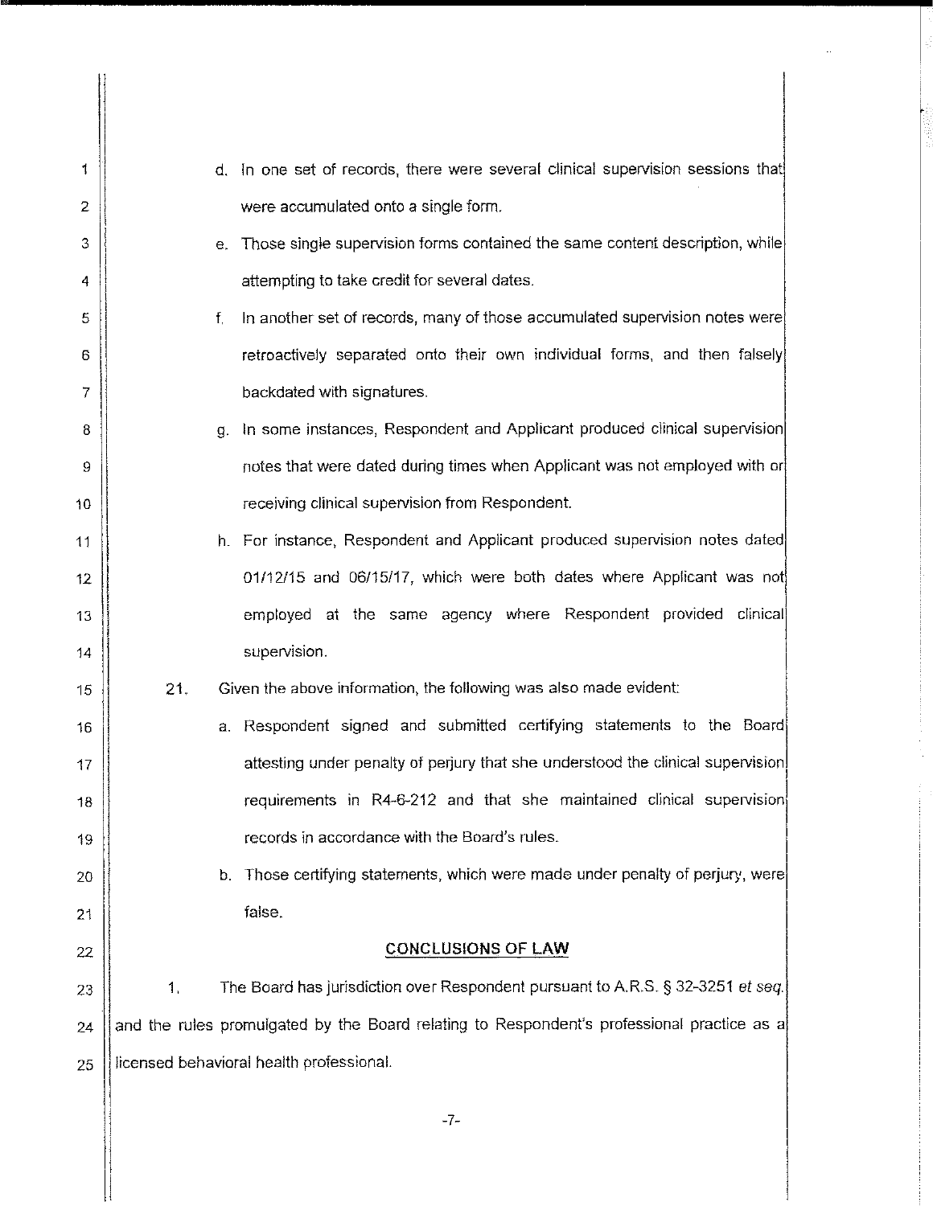d. In one set of records, there were several clinical supervision sessions that were accumulated onto a single form.

e. Those single supervision forms contained the same content description, while attempting to take credit for several dates.

f. In another set of records, many of those accumulated supervision notes were retroactively separated onto their own individual forms, and then falsely backdated with signatures.

g. In some instances, Respondent and Applicant produced clinical supervision notes that were dated during times when Applicant was not employed with or receiving clinical supervision from Respondent.

h. For instance, Respondent and Applicant produced supervision notes dated 01/12/15 and 06/15/17, which were both dates where Applicant was not employed at the same agency where Respondent provided clinical supervision.

21. Given the above information, the following was also made evident:

a. Respondent signed and submitted certifying statements to the Board attesting under penalty of perjury that she understood the clinical supervision requirements in R4-6-212 and that she maintained clinical supervision records in accordance with the Board's rules.

b. Those certifying statements, which were made under penalty of perjury, were false.

## CONCLUSIONS OF LAW

1. The Board has jurisdiction over Respondent pursuant to A.R.S. § 32-3251 *et seq.* and the rules promulgated by the Board relating to Respondent's professional practice as a licensed behavioral health professional.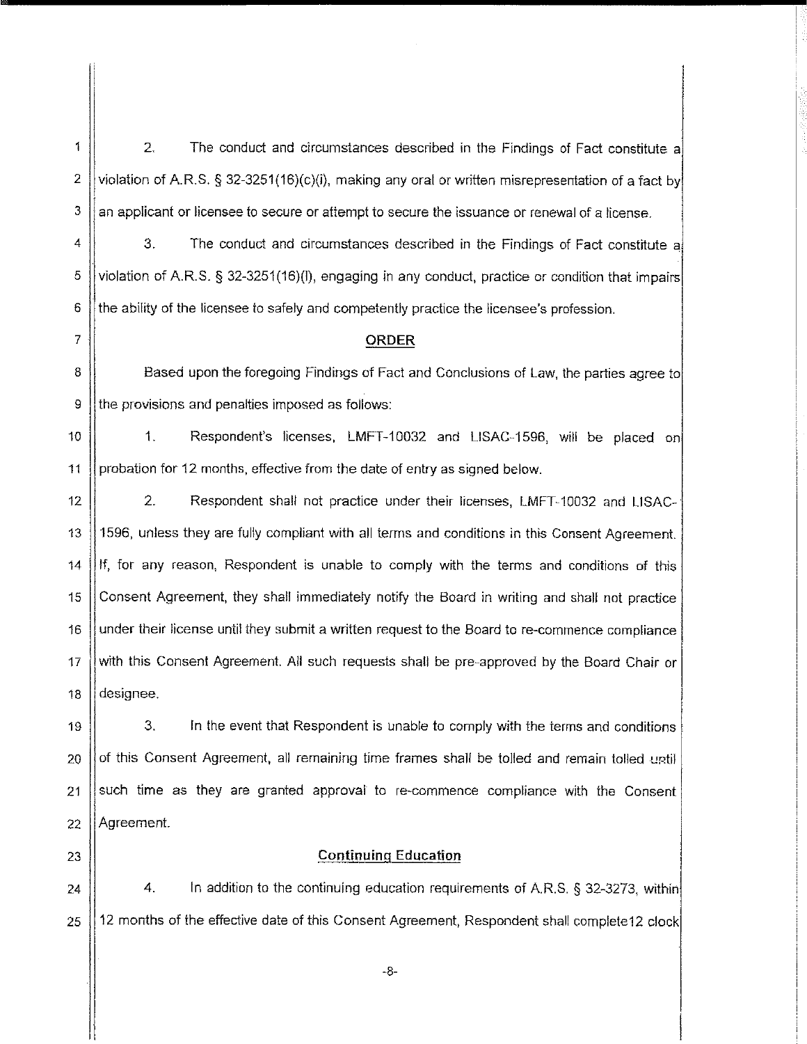2. The conduct and circumstances described in the Findings of Fact constitute a violation of A.R.S. § 32-3251(16)(c)(i), making any oral or written misrepresentation of a fact by an applicant or licensee to secure or attempt to secure the issuance or renewal of a license.

3. The conduct and circumstances described in the Findings of Fact constitute a violation of A.R.S. § 32-3251(16)(l), engaging in any conduct, practice or condition that impairs the ability of the licensee to safely and competently practice the licensee's profession.

## ORDER

Based upon the foregoing Findings of Fact and Conclusions of Law, the parties agree to the provisions and penalties imposed as follows:

1. Respondent's licenses, LMFT-10032 and LISAC-1596, will be placed on probation for 12 months, effective from the date of entry as signed below.

2. Respondent shall not practice under their licenses, LMFT-10032 and LISAC-1596, unless they are fully compliant with all terms and conditions in this Consent Agreement. If, for any reason, Respondent is unable to comply with the terms and conditions of this Consent Agreement, they shall immediately notify the Board in writing and shall not practice under their license until they submit a written request to the Board to re-commence compliance with this Consent Agreement. All such requests shall be pre-approved by the Board Chair or designee.

3. In the event that Respondent is unable to comply with the terms and conditions of this Consent Agreement, all remaining time frames shall be tolled and remain tolled until such time as they are granted approval to re-commence compliance with the Consent Agreement.

### Continuing Education

4. In addition to the continuing education requirements of A.R.S. § 32-3273, within 12 months of the effective date of this Consent Agreement, Respondent shall complete12 clock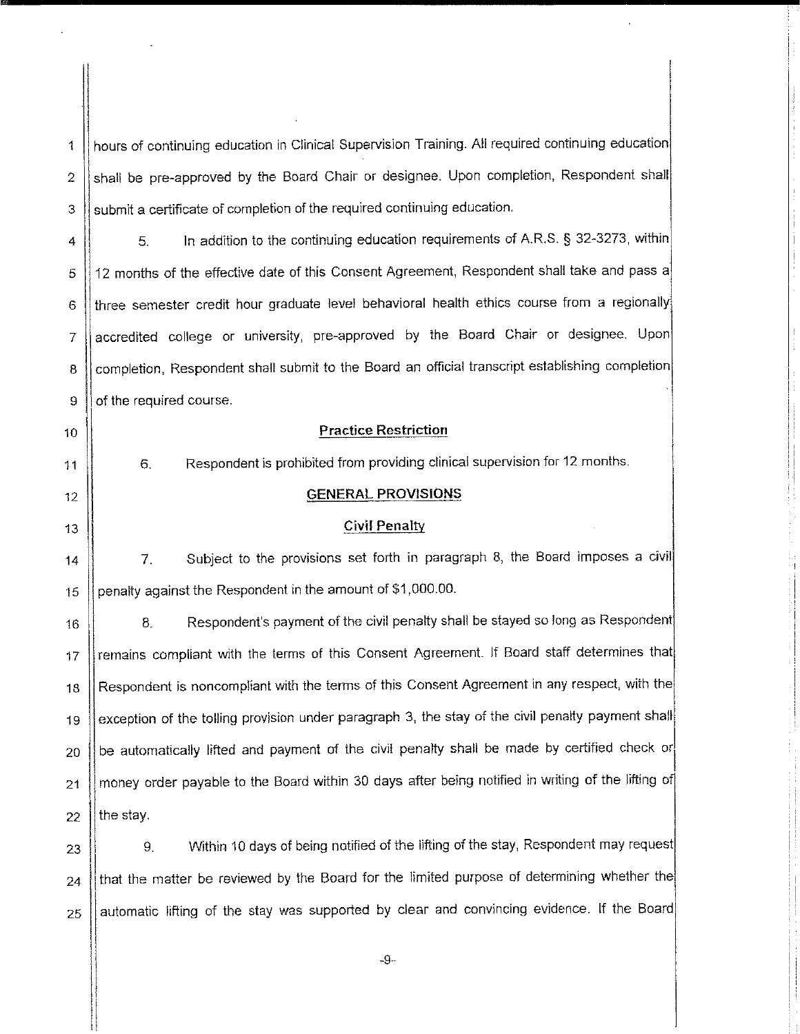hours of continuing education in Clinical Supervision Training. All required continuing education shall be pre-approved by the Board Chair or designee. Upon completion, Respondent shall submit a certificate of completion of the required continuing education.

5. In addition to the continuing education requirements of A.R.S. § 32-3273, within 12 months of the effective date of this Consent Agreement, Respondent shall take and pass a three semester credit hour graduate level behavioral health ethics course from a regionally accredited college or university, pre-approved by the Board Chair or designee. Upon completion, Respondent shall submit to the Board an official transcript establishing completion of the required course.

**Practice Restriction**

6. Respondent is prohibited from providing clinical supervision for 12 months.

**GENERAL PROVISIONS**

**Civil Penalty**

7. Subject to the provisions set forth in paragraph 8, the Board imposes a civil penalty against the Respondent in the amount of $1,000.00.

8. Respondent's payment of the civil penalty shall be stayed so long as Respondent remains compliant with the terms of this Consent Agreement. If Board staff determines that Respondent is noncompliant with the terms of this Consent Agreement in any respect, with the exception of the tolling provision under paragraph 3, the stay of the civil penalty payment shall be automatically lifted and payment of the civil penalty shall be made by certified check or money order payable to the Board within 30 days after being notified in writing of the lifting of the stay.

9. Within 10 days of being notified of the lifting of the stay, Respondent may request that the matter be reviewed by the Board for the limited purpose of determining whether the automatic lifting of the stay was supported by clear and convincing evidence. If the Board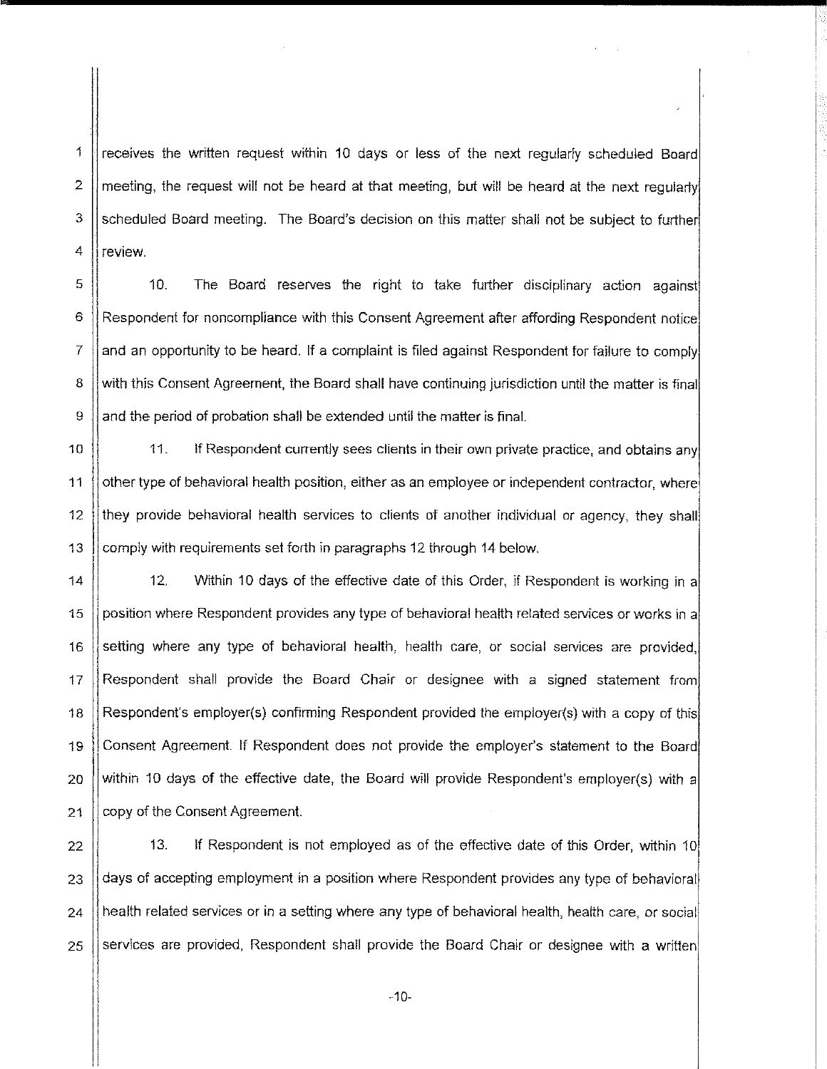receives the written request within 10 days or less of the next regularly scheduled Board meeting, the request will not be heard at that meeting, but will be heard at the next regularly scheduled Board meeting. The Board's decision on this matter shall not be subject to further review.

10. The Board reserves the right to take further disciplinary action against Respondent for noncompliance with this Consent Agreement after affording Respondent notice and an opportunity to be heard. If a complaint is filed against Respondent for failure to comply with this Consent Agreement, the Board shall have continuing jurisdiction until the matter is final and the period of probation shall be extended until the matter is final.

11. If Respondent currently sees clients in their own private practice, and obtains any other type of behavioral health position, either as an employee or independent contractor, where they provide behavioral health services to clients of another individual or agency, they shall comply with requirements set forth in paragraphs 12 through 14 below.

12. Within 10 days of the effective date of this Order, if Respondent is working in a position where Respondent provides any type of behavioral health related services or works in a setting where any type of behavioral health, health care, or social services are provided, Respondent shall provide the Board Chair or designee with a signed statement from Respondent's employer(s) confirming Respondent provided the employer(s) with a copy of this Consent Agreement. If Respondent does not provide the employer's statement to the Board within 10 days of the effective date, the Board will provide Respondent's employer(s) with a copy of the Consent Agreement.

13. If Respondent is not employed as of the effective date of this Order, within 10 days of accepting employment in a position where Respondent provides any type of behavioral health related services or in a setting where any type of behavioral health, health care, or social services are provided, Respondent shall provide the Board Chair or designee with a written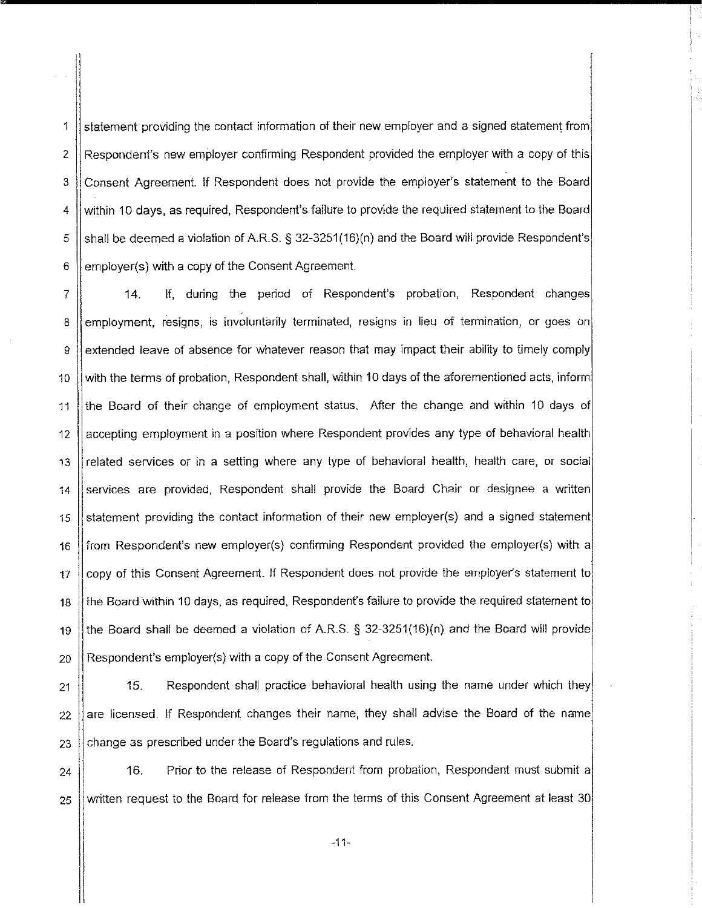statement providing the contact information of their new employer and a signed statement from Respondent's new employer confirming Respondent provided the employer with a copy of this Consent Agreement. If Respondent does not provide the employer's statement to the Board within 10 days, as required, Respondent's failure to provide the required statement to the Board shall be deemed a violation of A.R.S. § 32-3251(16)(n) and the Board will provide Respondent's employer(s) with a copy of the Consent Agreement.

14. If, during the period of Respondent's probation, Respondent changes employment, resigns, is involuntarily terminated, resigns in lieu of termination, or goes on extended leave of absence for whatever reason that may impact their ability to timely comply with the terms of probation, Respondent shall, within 10 days of the aforementioned acts, inform the Board of their change of employment status. After the change and within 10 days of accepting employment in a position where Respondent provides any type of behavioral health related services or in a setting where any type of behavioral health, health care, or social services are provided, Respondent shall provide the Board Chair or designee a written statement providing the contact information of their new employer(s) and a signed statement from Respondent's new employer(s) confirming Respondent provided the employer(s) with a copy of this Consent Agreement. If Respondent does not provide the employer's statement to the Board within 10 days, as required, Respondent's failure to provide the required statement to the Board shall be deemed a violation of A.R.S. § 32-3251(16)(n) and the Board will provide Respondent's employer(s) with a copy of the Consent Agreement.

15. Respondent shall practice behavioral health using the name under which they are licensed. If Respondent changes their name, they shall advise the Board of the name change as prescribed under the Board's regulations and rules.

16. Prior to the release of Respondent from probation, Respondent must submit a written request to the Board for release from the terms of this Consent Agreement at least 30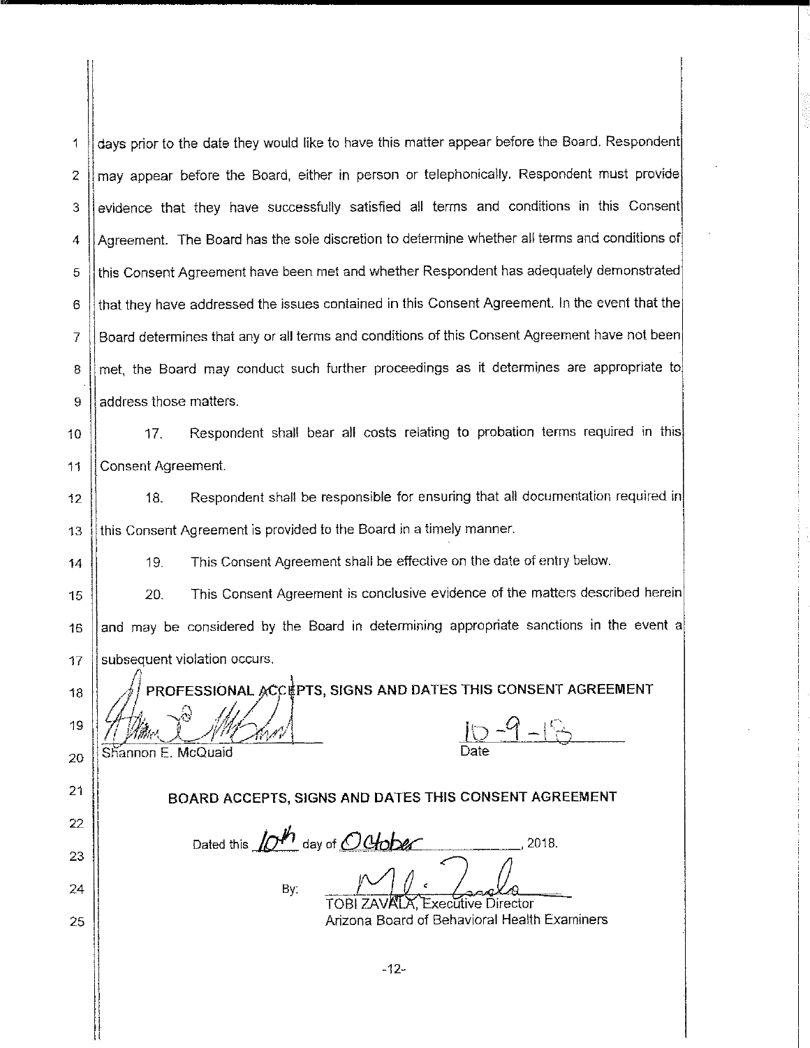days prior to the date they would like to have this matter appear before the Board. Respondent may appear before the Board, either in person or telephonically. Respondent must provide evidence that they have successfully satisfied all terms and conditions in this Consent Agreement. The Board has the sole discretion to determine whether all terms and conditions of this Consent Agreement have been met and whether Respondent has adequately demonstrated that they have addressed the issues contained in this Consent Agreement. In the event that the Board determines that any or all terms and conditions of this Consent Agreement have not been met, the Board may conduct such further proceedings as it determines are appropriate to address those matters.

17. Respondent shall bear all costs relating to probation terms required in this Consent Agreement.

18. Respondent shall be responsible for ensuring that all documentation required in this Consent Agreement is provided to the Board in a timely manner.

19. This Consent Agreement shall be effective on the date of entry below.

20. This Consent Agreement is conclusive evidence of the matters described herein and may be considered by the Board in determining appropriate sanctions in the event a subsequent violation occurs.

**PROFESSIONAL ACCEPTS, SIGNS AND DATES THIS CONSENT AGREEMENT**

Shannon E. McQuaid — Date: 10-9-18

**BOARD ACCEPTS, SIGNS AND DATES THIS CONSENT AGREEMENT**

Dated this 10th day of October, 2018.

By: TOBI ZAVALA, Executive Director
Arizona Board of Behavioral Health Examiners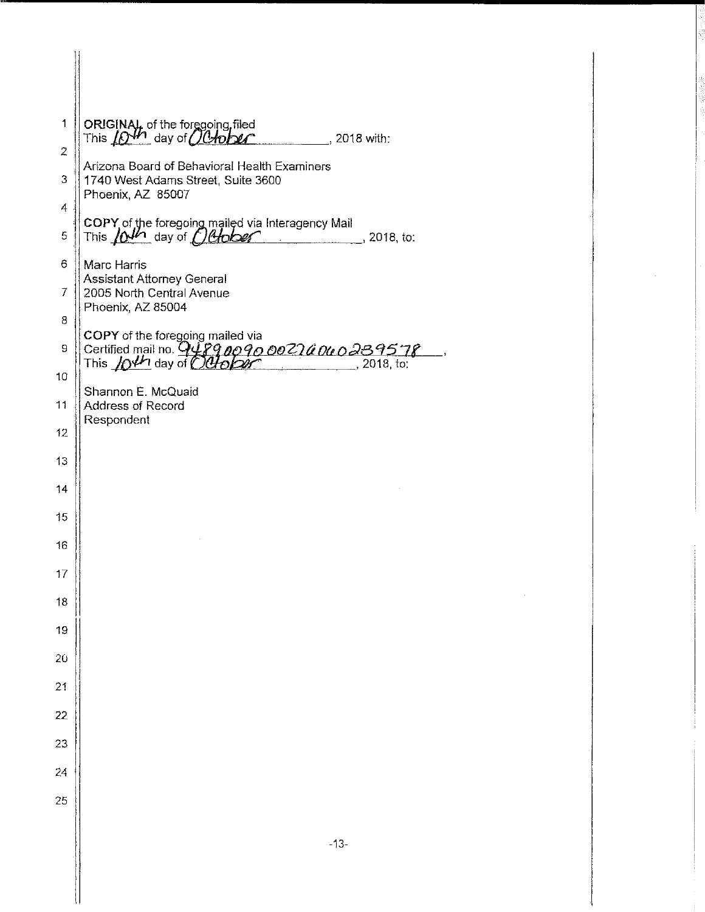**ORIGINAL** of the foregoing filed
This 10th day of October, 2018 with:

Arizona Board of Behavioral Health Examiners
1740 West Adams Street, Suite 3600
Phoenix, AZ 85007

**COPY** of the foregoing mailed via Interagency Mail
This 10th day of October, 2018, to:

Marc Harris
Assistant Attorney General
2005 North Central Avenue
Phoenix, AZ 85004

**COPY** of the foregoing mailed via
Certified mail no. 9489009000276006239578,
This 10th day of October, 2018, to:

Shannon E. McQuaid
Address of Record
Respondent